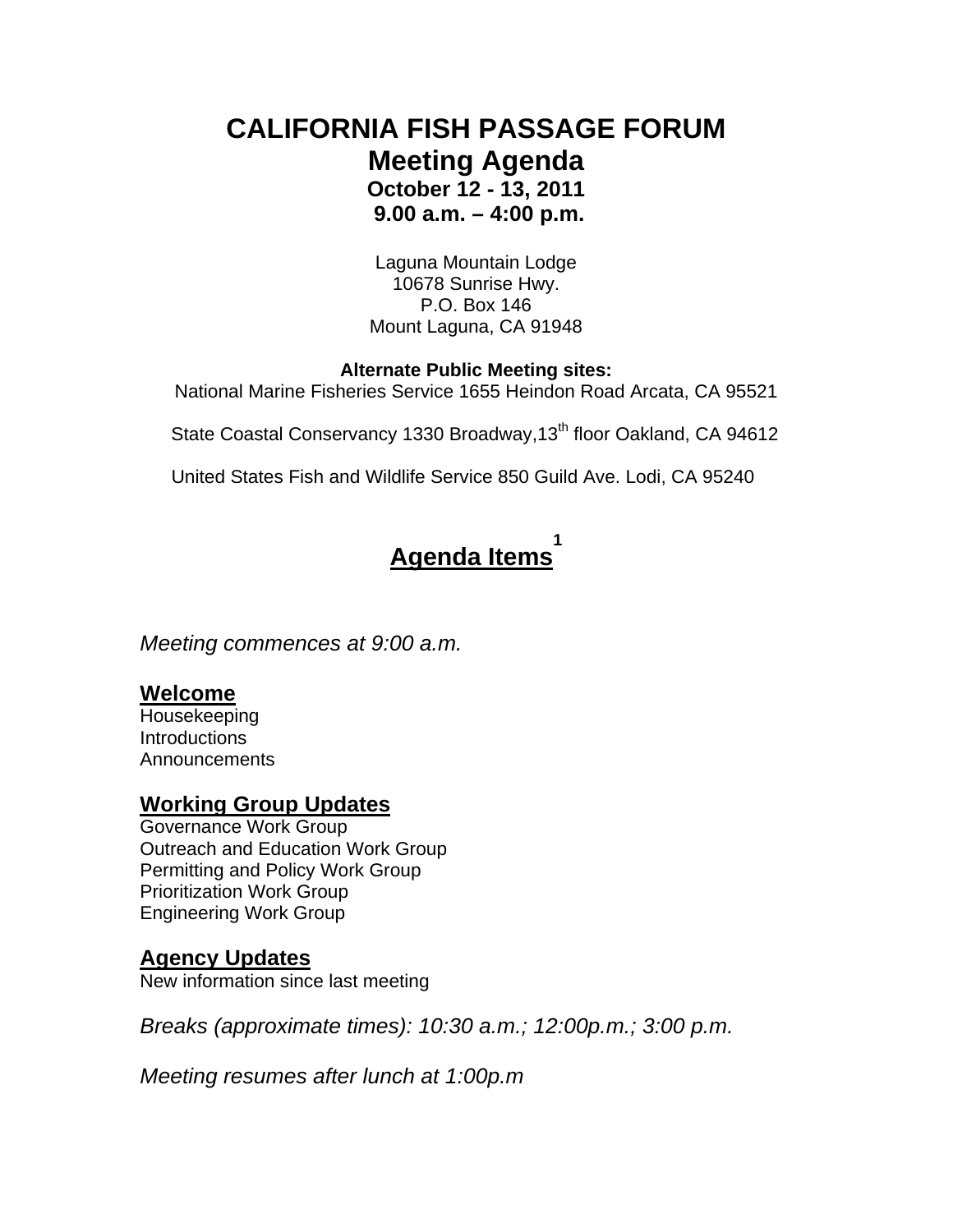# CALIFORNIA FISH PASSAGE FORUM

## Meeting Agenda

**October 12 - 13, 2011**
**9.00 a.m. – 4:00 p.m.**

Laguna Mountain Lodge
10678 Sunrise Hwy.
P.O. Box 146
Mount Laguna, CA 91948

**Alternate Public Meeting sites:**

National Marine Fisheries Service 1655 Heindon Road Arcata, CA 95521

State Coastal Conservancy 1330 Broadway,13th floor Oakland, CA 94612

United States Fish and Wildlife Service 850 Guild Ave. Lodi, CA 95240

## Agenda Items[1]

*Meeting commences at 9:00 a.m.*

### Welcome

Housekeeping
Introductions
Announcements

### Working Group Updates

Governance Work Group
Outreach and Education Work Group
Permitting and Policy Work Group
Prioritization Work Group
Engineering Work Group

### Agency Updates

New information since last meeting

*Breaks (approximate times): 10:30 a.m.; 12:00p.m.; 3:00 p.m.*

*Meeting resumes after lunch at 1:00p.m*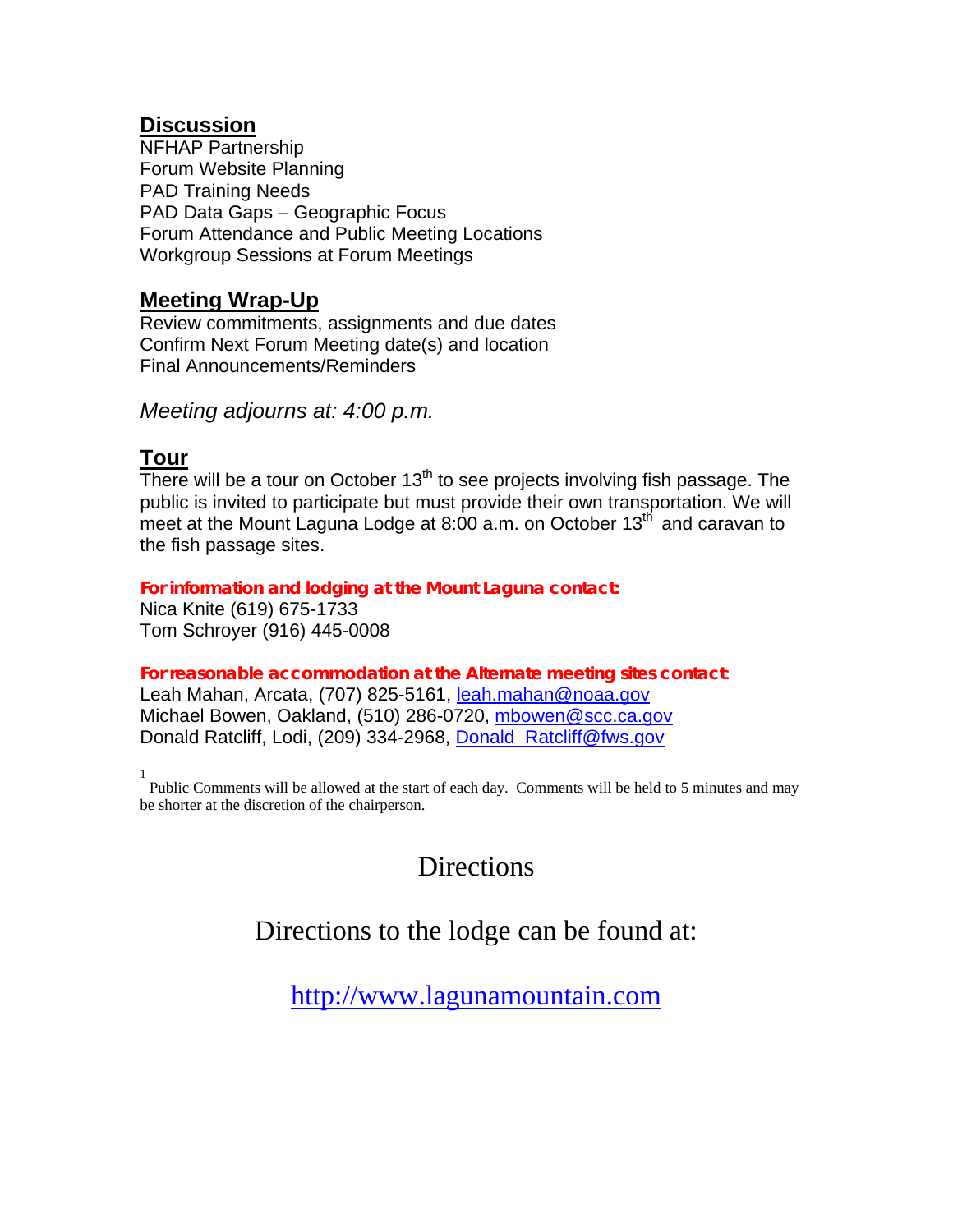## Discussion

NFHAP Partnership
Forum Website Planning
PAD Training Needs
PAD Data Gaps – Geographic Focus
Forum Attendance and Public Meeting Locations
Workgroup Sessions at Forum Meetings

## Meeting Wrap-Up

Review commitments, assignments and due dates
Confirm Next Forum Meeting date(s) and location
Final Announcements/Reminders

*Meeting adjourns at: 4:00 p.m.*

## Tour

There will be a tour on October 13th to see projects involving fish passage. The public is invited to participate but must provide their own transportation. We will meet at the Mount Laguna Lodge at 8:00 a.m. on October 13th and caravan to the fish passage sites.

**For information and lodging at the Mount Laguna contact:**
Nica Knite (619) 675-1733
Tom Schroyer (916) 445-0008

**For reasonable accommodation at the Alternate meeting sites contact:**
Leah Mahan, Arcata, (707) 825-5161, leah.mahan@noaa.gov
Michael Bowen, Oakland, (510) 286-0720, mbowen@scc.ca.gov
Donald Ratcliff, Lodi, (209) 334-2968, Donald_Ratcliff@fws.gov

[1] Public Comments will be allowed at the start of each day. Comments will be held to 5 minutes and may be shorter at the discretion of the chairperson.

# Directions

Directions to the lodge can be found at:

http://www.lagunamountain.com